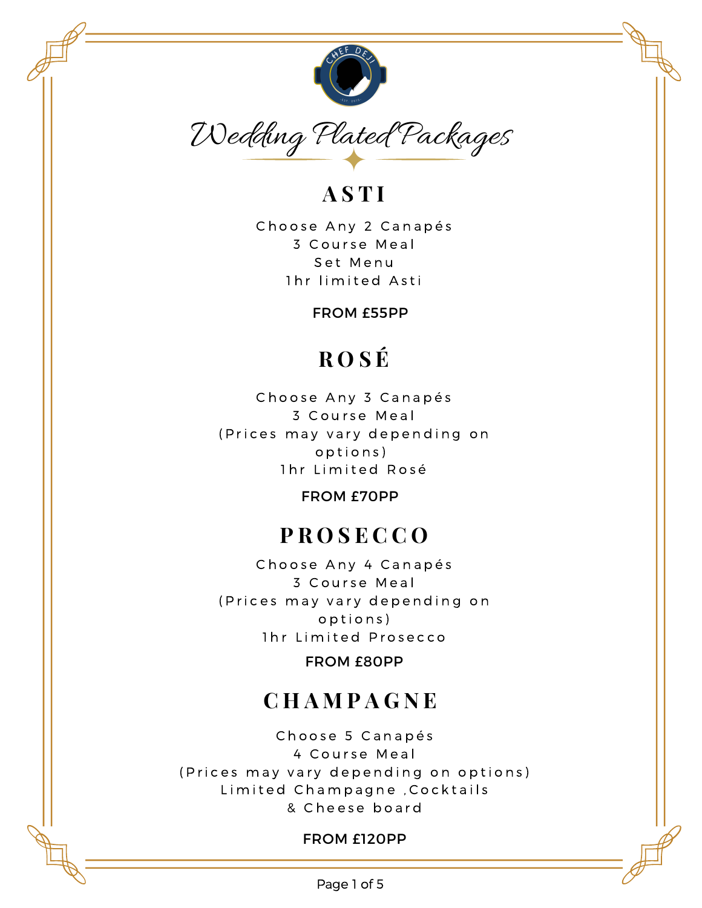# Wedding Plated Packages

## ASTI

Choose Any 2 Canapés
3 Course Meal
Set Menu
1hr limited Asti

**FROM £55PP**

## ROSÉ

Choose Any 3 Canapés
3 Course Meal
(Prices may vary depending on options)
1hr Limited Rosé

**FROM £70PP**

## PROSECCO

Choose Any 4 Canapés
3 Course Meal
(Prices may vary depending on options)
1hr Limited Prosecco

**FROM £80PP**

## CHAMPAGNE

Choose 5 Canapés
4 Course Meal
(Prices may vary depending on options)
Limited Champagne ,Cocktails
& Cheese board

**FROM £120PP**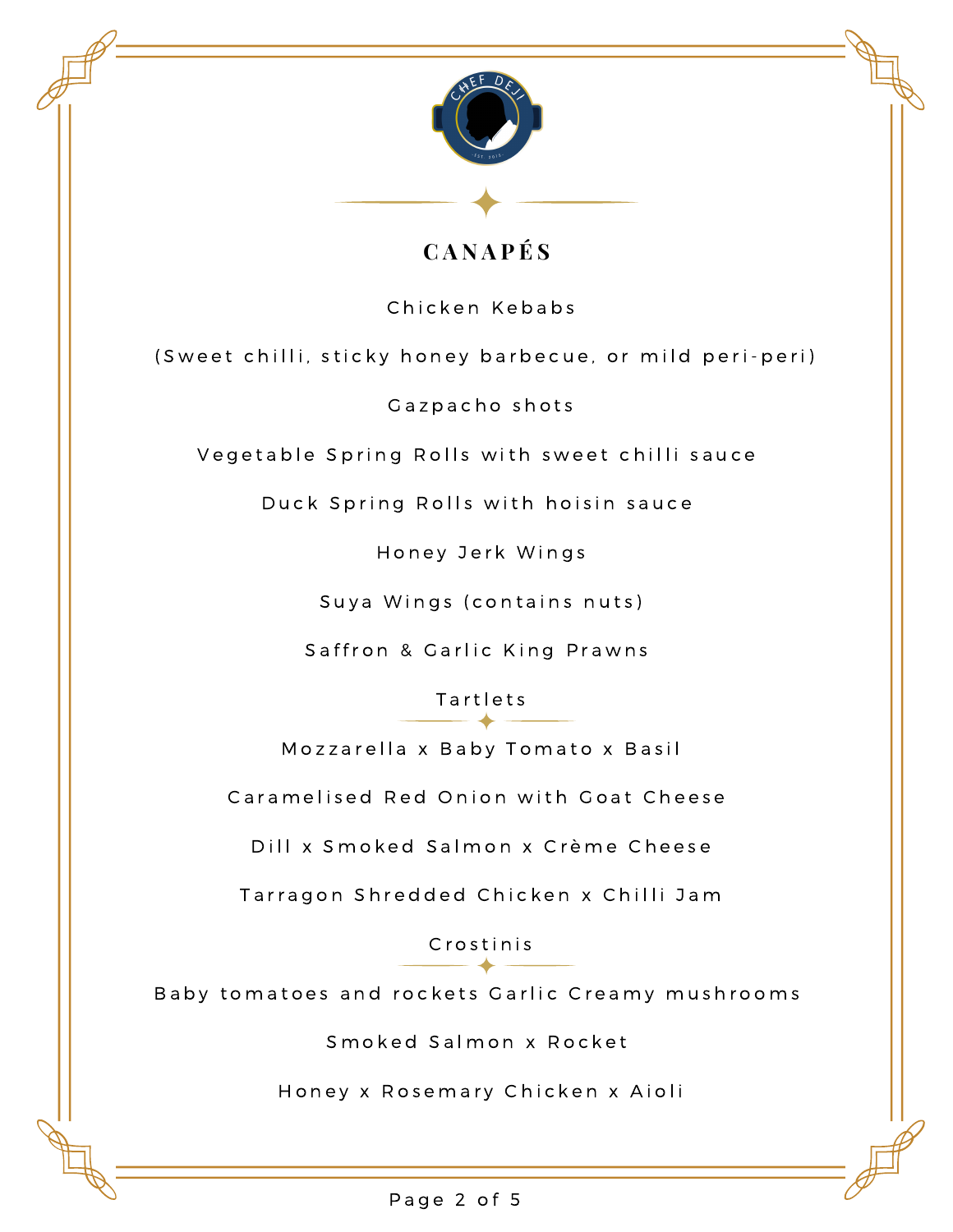## CANAPÉS

Chicken Kebabs

(Sweet chilli, sticky honey barbecue, or mild peri-peri)

Gazpacho shots

Vegetable Spring Rolls with sweet chilli sauce

Duck Spring Rolls with hoisin sauce

Honey Jerk Wings

Suya Wings (contains nuts)

Saffron & Garlic King Prawns

### Tartlets

Mozzarella x Baby Tomato x Basil

Caramelised Red Onion with Goat Cheese

Dill x Smoked Salmon x Crème Cheese

Tarragon Shredded Chicken x Chilli Jam

### Crostinis

Baby tomatoes and rockets Garlic Creamy mushrooms

Smoked Salmon x Rocket

Honey x Rosemary Chicken x Aioli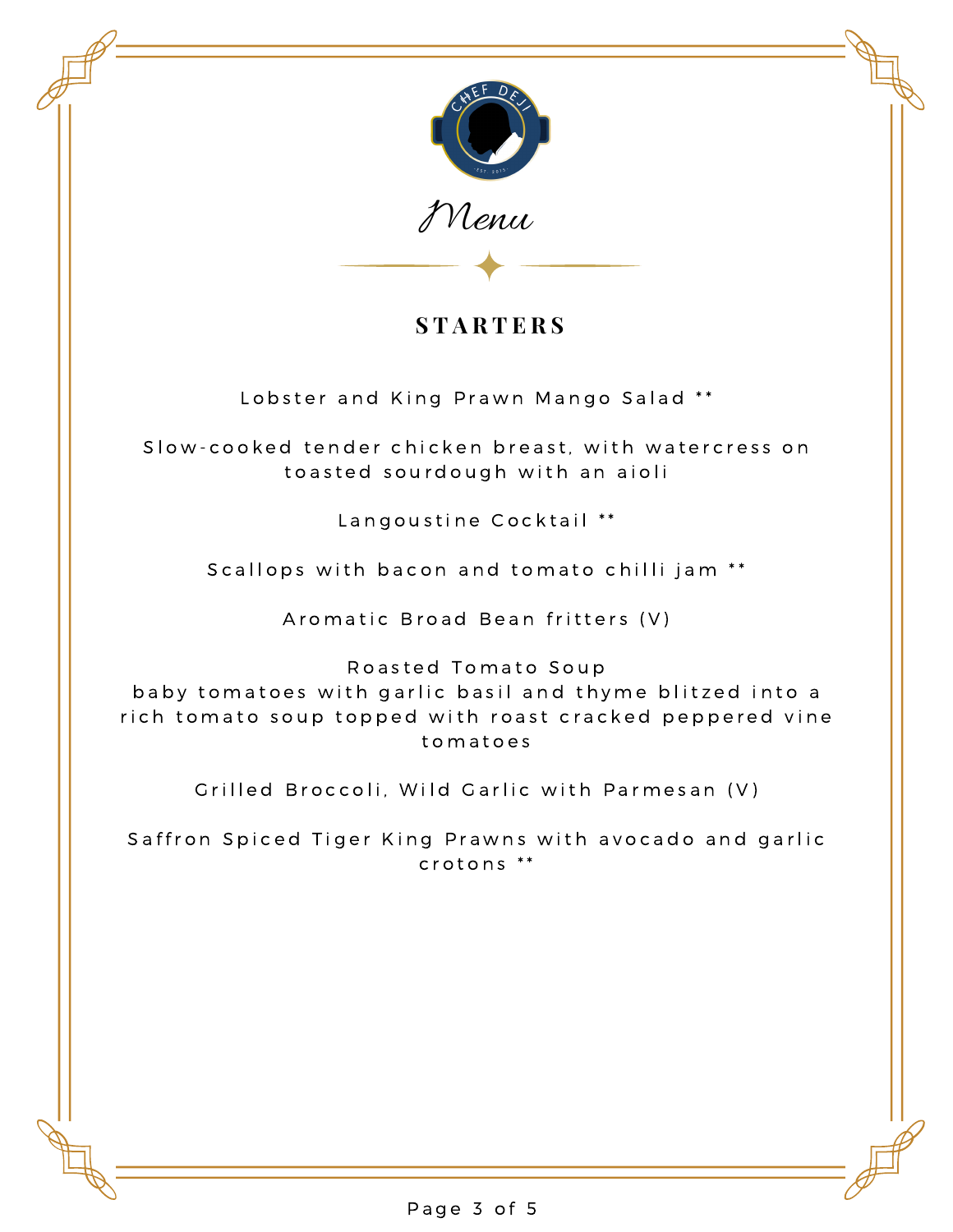# Menu

## STARTERS

Lobster and King Prawn Mango Salad **

Slow-cooked tender chicken breast, with watercress on toasted sourdough with an aioli

Langoustine Cocktail **

Scallops with bacon and tomato chilli jam **

Aromatic Broad Bean fritters (V)

Roasted Tomato Soup
baby tomatoes with garlic basil and thyme blitzed into a rich tomato soup topped with roast cracked peppered vine tomatoes

Grilled Broccoli, Wild Garlic with Parmesan (V)

Saffron Spiced Tiger King Prawns with avocado and garlic crotons **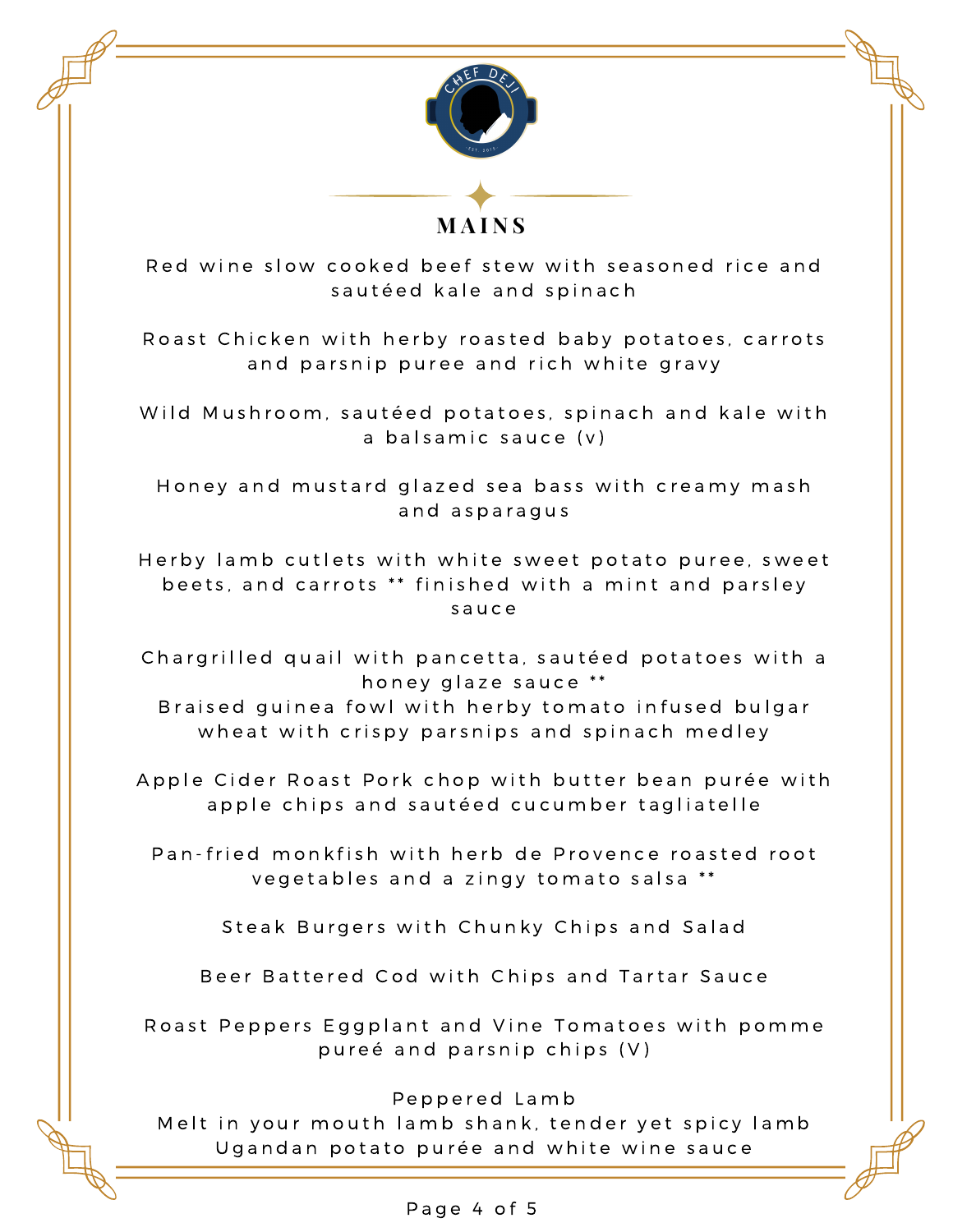## MAINS

Red wine slow cooked beef stew with seasoned rice and sautéed kale and spinach

Roast Chicken with herby roasted baby potatoes, carrots and parsnip puree and rich white gravy

Wild Mushroom, sautéed potatoes, spinach and kale with a balsamic sauce (v)

Honey and mustard glazed sea bass with creamy mash and asparagus

Herby lamb cutlets with white sweet potato puree, sweet beets, and carrots ** finished with a mint and parsley sauce

Chargrilled quail with pancetta, sautéed potatoes with a honey glaze sauce **
Braised guinea fowl with herby tomato infused bulgar wheat with crispy parsnips and spinach medley

Apple Cider Roast Pork chop with butter bean purée with apple chips and sautéed cucumber tagliatelle

Pan-fried monkfish with herb de Provence roasted root vegetables and a zingy tomato salsa **

Steak Burgers with Chunky Chips and Salad

Beer Battered Cod with Chips and Tartar Sauce

Roast Peppers Eggplant and Vine Tomatoes with pomme pureé and parsnip chips (V)

Peppered Lamb
Melt in your mouth lamb shank, tender yet spicy lamb Ugandan potato purée and white wine sauce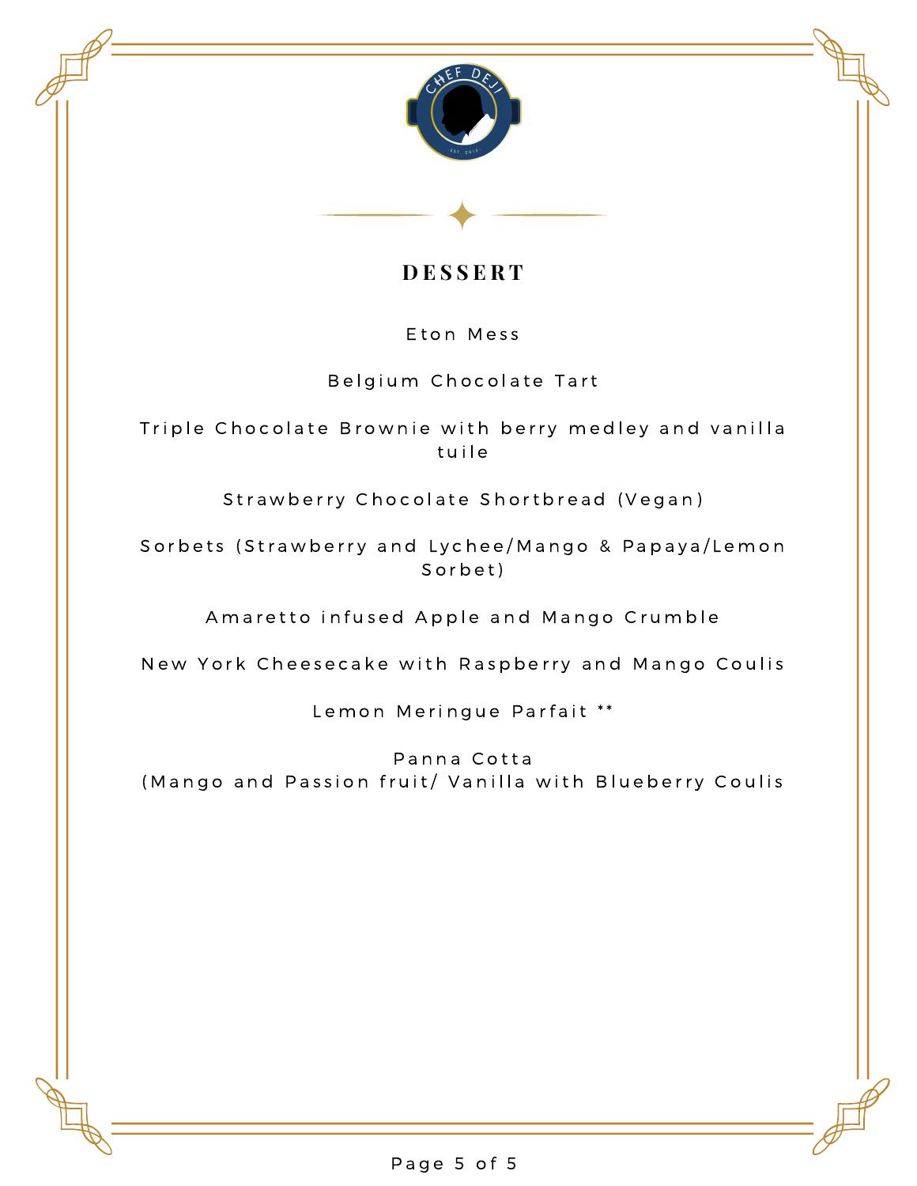## DESSERT

Eton Mess

Belgium Chocolate Tart

Triple Chocolate Brownie with berry medley and vanilla tuile

Strawberry Chocolate Shortbread (Vegan)

Sorbets (Strawberry and Lychee/Mango & Papaya/Lemon Sorbet)

Amaretto infused Apple and Mango Crumble

New York Cheesecake with Raspberry and Mango Coulis

Lemon Meringue Parfait **

Panna Cotta
(Mango and Passion fruit/ Vanilla with Blueberry Coulis